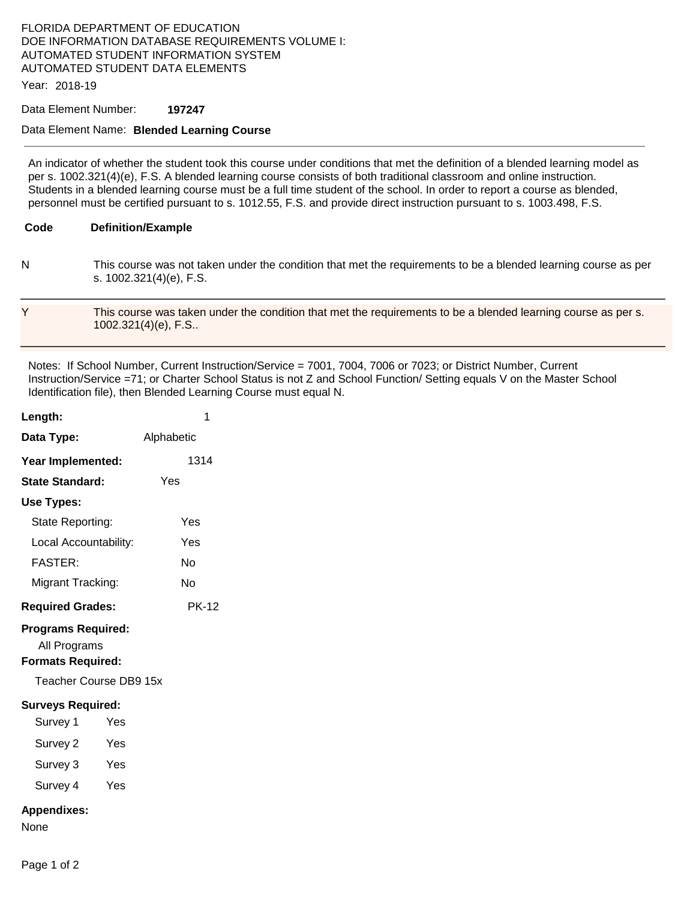FLORIDA DEPARTMENT OF EDUCATION
DOE INFORMATION DATABASE REQUIREMENTS VOLUME I:
AUTOMATED STUDENT INFORMATION SYSTEM
AUTOMATED STUDENT DATA ELEMENTS

Year: 2018-19

Data Element Number: **197247**

Data Element Name: **Blended Learning Course**

---

An indicator of whether the student took this course under conditions that met the definition of a blended learning model as per s. 1002.321(4)(e), F.S. A blended learning course consists of both traditional classroom and online instruction. Students in a blended learning course must be a full time student of the school. In order to report a course as blended, personnel must be certified pursuant to s. 1012.55, F.S. and provide direct instruction pursuant to s. 1003.498, F.S.

| Code | Definition/Example |
|---|---|
| N | This course was not taken under the condition that met the requirements to be a blended learning course as per s. 1002.321(4)(e), F.S. |
| Y | This course was taken under the condition that met the requirements to be a blended learning course as per s. 1002.321(4)(e), F.S.. |

Notes: If School Number, Current Instruction/Service = 7001, 7004, 7006 or 7023; or District Number, Current Instruction/Service =71; or Charter School Status is not Z and School Function/ Setting equals V on the Master School Identification file), then Blended Learning Course must equal N.

**Length:** 1

**Data Type:** Alphabetic

**Year Implemented:** 1314

**State Standard:** Yes

**Use Types:**

- State Reporting: Yes
- Local Accountability: Yes
- FASTER: No
- Migrant Tracking: No

**Required Grades:** PK-12

**Programs Required:**

All Programs

**Formats Required:**

Teacher Course DB9 15x

**Surveys Required:**

- Survey 1 Yes
- Survey 2 Yes
- Survey 3 Yes
- Survey 4 Yes

**Appendixes:**

None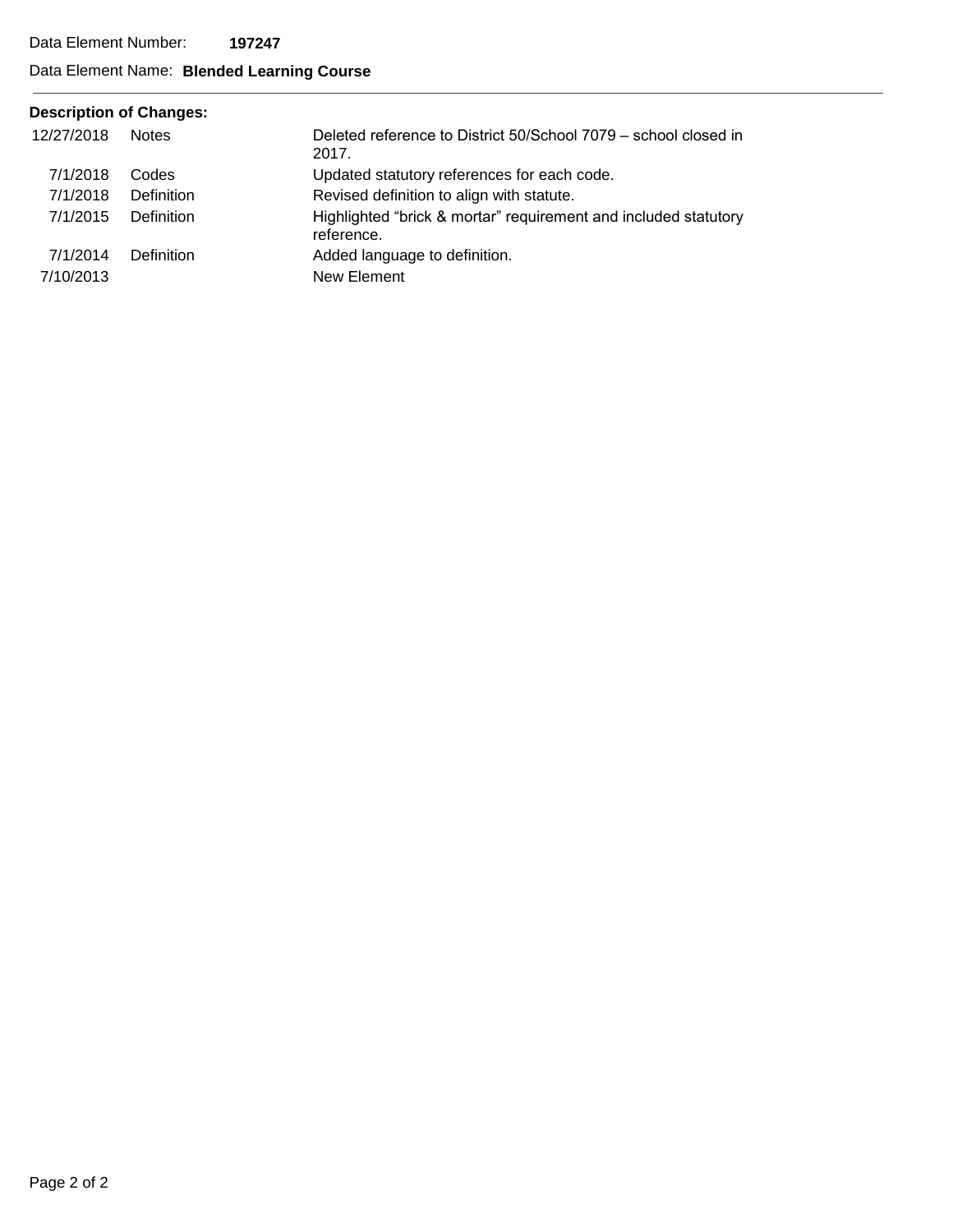Data Element Number: **197247**

Data Element Name: **Blended Learning Course**

**Description of Changes:**

| | | |
|---|---|---|
| 12/27/2018 | Notes | Deleted reference to District 50/School 7079 – school closed in 2017. |
| 7/1/2018 | Codes | Updated statutory references for each code. |
| 7/1/2018 | Definition | Revised definition to align with statute. |
| 7/1/2015 | Definition | Highlighted “brick & mortar” requirement and included statutory reference. |
| 7/1/2014 | Definition | Added language to definition. |
| 7/10/2013 | | New Element |